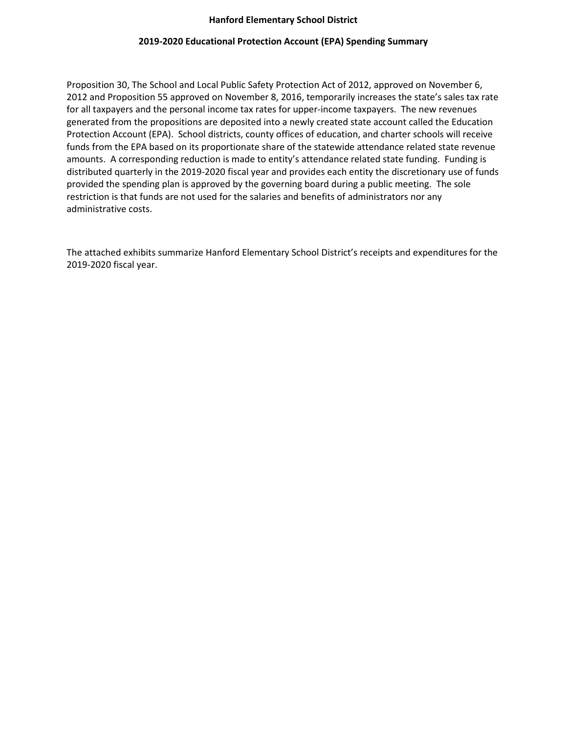# Hanford Elementary School District

## 2019-2020 Educational Protection Account (EPA) Spending Summary

Proposition 30, The School and Local Public Safety Protection Act of 2012, approved on November 6, 2012 and Proposition 55 approved on November 8, 2016, temporarily increases the state's sales tax rate for all taxpayers and the personal income tax rates for upper-income taxpayers. The new revenues generated from the propositions are deposited into a newly created state account called the Education Protection Account (EPA). School districts, county offices of education, and charter schools will receive funds from the EPA based on its proportionate share of the statewide attendance related state revenue amounts. A corresponding reduction is made to entity's attendance related state funding. Funding is distributed quarterly in the 2019-2020 fiscal year and provides each entity the discretionary use of funds provided the spending plan is approved by the governing board during a public meeting. The sole restriction is that funds are not used for the salaries and benefits of administrators nor any administrative costs.

The attached exhibits summarize Hanford Elementary School District's receipts and expenditures for the 2019-2020 fiscal year.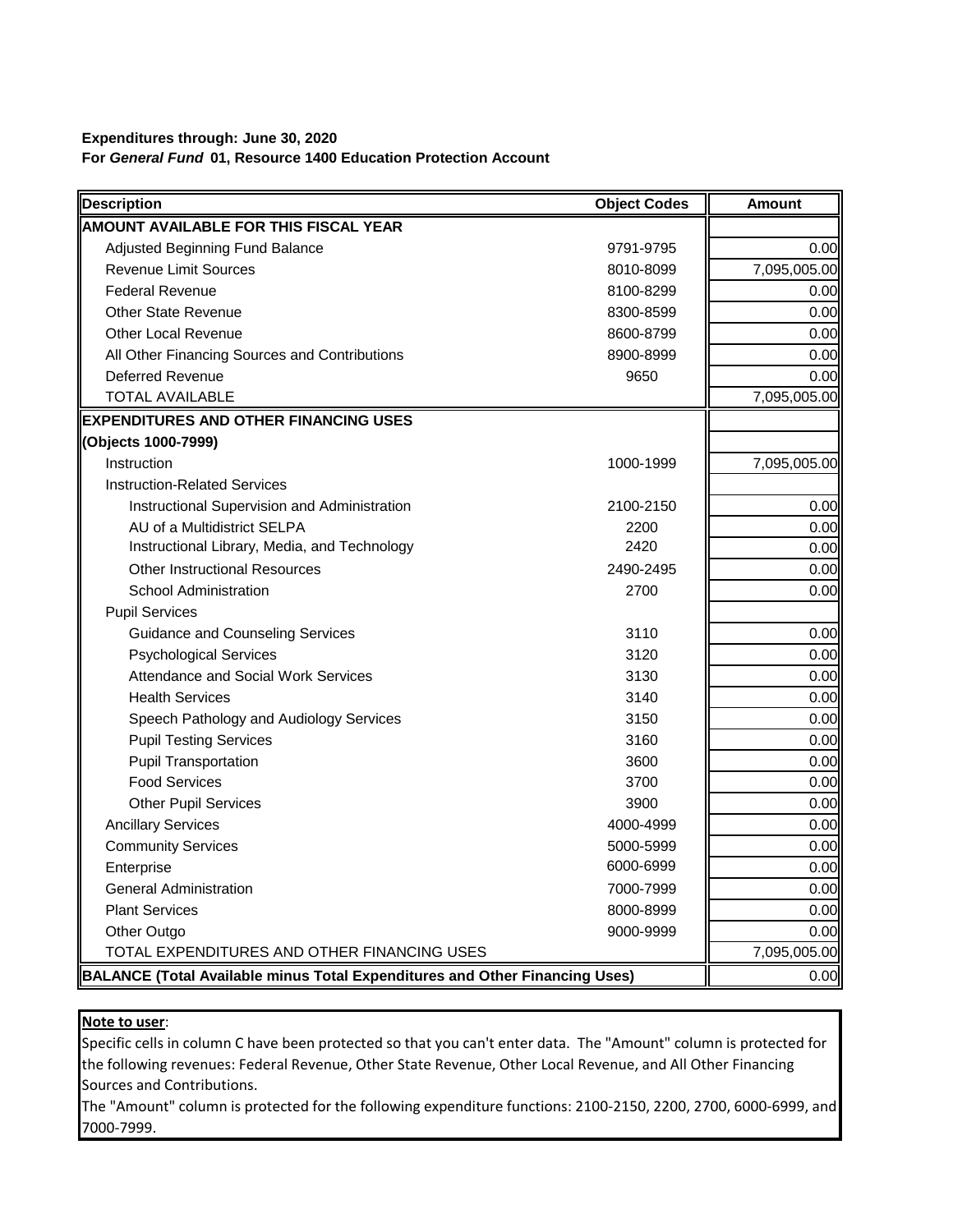**Expenditures through: June 30, 2020**

**For *General Fund* 01, Resource 1400 Education Protection Account**

| Description | Object Codes | Amount |
|---|---|---|
| **AMOUNT AVAILABLE FOR THIS FISCAL YEAR** | | |
| Adjusted Beginning Fund Balance | 9791-9795 | 0.00 |
| Revenue Limit Sources | 8010-8099 | 7,095,005.00 |
| Federal Revenue | 8100-8299 | 0.00 |
| Other State Revenue | 8300-8599 | 0.00 |
| Other Local Revenue | 8600-8799 | 0.00 |
| All Other Financing Sources and Contributions | 8900-8999 | 0.00 |
| Deferred Revenue | 9650 | 0.00 |
| TOTAL AVAILABLE | | 7,095,005.00 |
| **EXPENDITURES AND OTHER FINANCING USES** | | |
| **(Objects 1000-7999)** | | |
| Instruction | 1000-1999 | 7,095,005.00 |
| Instruction-Related Services | | |
| Instructional Supervision and Administration | 2100-2150 | 0.00 |
| AU of a Multidistrict SELPA | 2200 | 0.00 |
| Instructional Library, Media, and Technology | 2420 | 0.00 |
| Other Instructional Resources | 2490-2495 | 0.00 |
| School Administration | 2700 | 0.00 |
| Pupil Services | | |
| Guidance and Counseling Services | 3110 | 0.00 |
| Psychological Services | 3120 | 0.00 |
| Attendance and Social Work Services | 3130 | 0.00 |
| Health Services | 3140 | 0.00 |
| Speech Pathology and Audiology Services | 3150 | 0.00 |
| Pupil Testing Services | 3160 | 0.00 |
| Pupil Transportation | 3600 | 0.00 |
| Food Services | 3700 | 0.00 |
| Other Pupil Services | 3900 | 0.00 |
| Ancillary Services | 4000-4999 | 0.00 |
| Community Services | 5000-5999 | 0.00 |
| Enterprise | 6000-6999 | 0.00 |
| General Administration | 7000-7999 | 0.00 |
| Plant Services | 8000-8999 | 0.00 |
| Other Outgo | 9000-9999 | 0.00 |
| TOTAL EXPENDITURES AND OTHER FINANCING USES | | 7,095,005.00 |
| **BALANCE (Total Available minus Total Expenditures and Other Financing Uses)** | | 0.00 |

**Note to user**:
Specific cells in column C have been protected so that you can't enter data. The "Amount" column is protected for the following revenues: Federal Revenue, Other State Revenue, Other Local Revenue, and All Other Financing Sources and Contributions.
The "Amount" column is protected for the following expenditure functions: 2100-2150, 2200, 2700, 6000-6999, and 7000-7999.